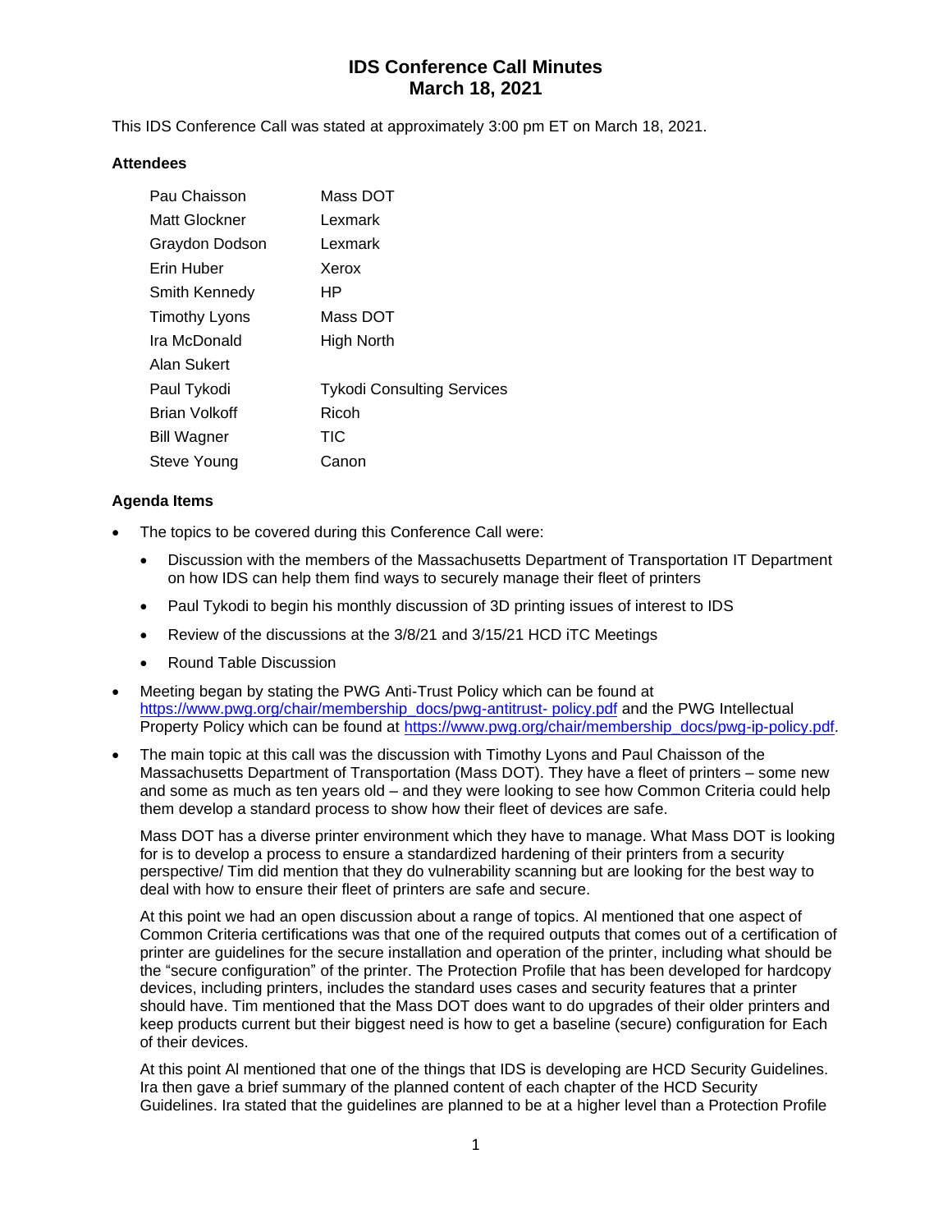# IDS Conference Call Minutes
# March 18, 2021

This IDS Conference Call was stated at approximately 3:00 pm ET on March 18, 2021.

### Attendees

| | |
|---|---|
| Pau Chaisson | Mass DOT |
| Matt Glockner | Lexmark |
| Graydon Dodson | Lexmark |
| Erin Huber | Xerox |
| Smith Kennedy | HP |
| Timothy Lyons | Mass DOT |
| Ira McDonald | High North |
| Alan Sukert | |
| Paul Tykodi | Tykodi Consulting Services |
| Brian Volkoff | Ricoh |
| Bill Wagner | TIC |
| Steve Young | Canon |

### Agenda Items

- The topics to be covered during this Conference Call were:
  - Discussion with the members of the Massachusetts Department of Transportation IT Department on how IDS can help them find ways to securely manage their fleet of printers
  - Paul Tykodi to begin his monthly discussion of 3D printing issues of interest to IDS
  - Review of the discussions at the 3/8/21 and 3/15/21 HCD iTC Meetings
  - Round Table Discussion
- Meeting began by stating the PWG Anti-Trust Policy which can be found at https://www.pwg.org/chair/membership_docs/pwg-antitrust- policy.pdf and the PWG Intellectual Property Policy which can be found at https://www.pwg.org/chair/membership_docs/pwg-ip-policy.pdf.
- The main topic at this call was the discussion with Timothy Lyons and Paul Chaisson of the Massachusetts Department of Transportation (Mass DOT). They have a fleet of printers – some new and some as much as ten years old – and they were looking to see how Common Criteria could help them develop a standard process to show how their fleet of devices are safe.

  Mass DOT has a diverse printer environment which they have to manage. What Mass DOT is looking for is to develop a process to ensure a standardized hardening of their printers from a security perspective/ Tim did mention that they do vulnerability scanning but are looking for the best way to deal with how to ensure their fleet of printers are safe and secure.

  At this point we had an open discussion about a range of topics. Al mentioned that one aspect of Common Criteria certifications was that one of the required outputs that comes out of a certification of printer are guidelines for the secure installation and operation of the printer, including what should be the "secure configuration" of the printer. The Protection Profile that has been developed for hardcopy devices, including printers, includes the standard uses cases and security features that a printer should have. Tim mentioned that the Mass DOT does want to do upgrades of their older printers and keep products current but their biggest need is how to get a baseline (secure) configuration for Each of their devices.

  At this point Al mentioned that one of the things that IDS is developing are HCD Security Guidelines. Ira then gave a brief summary of the planned content of each chapter of the HCD Security Guidelines. Ira stated that the guidelines are planned to be at a higher level than a Protection Profile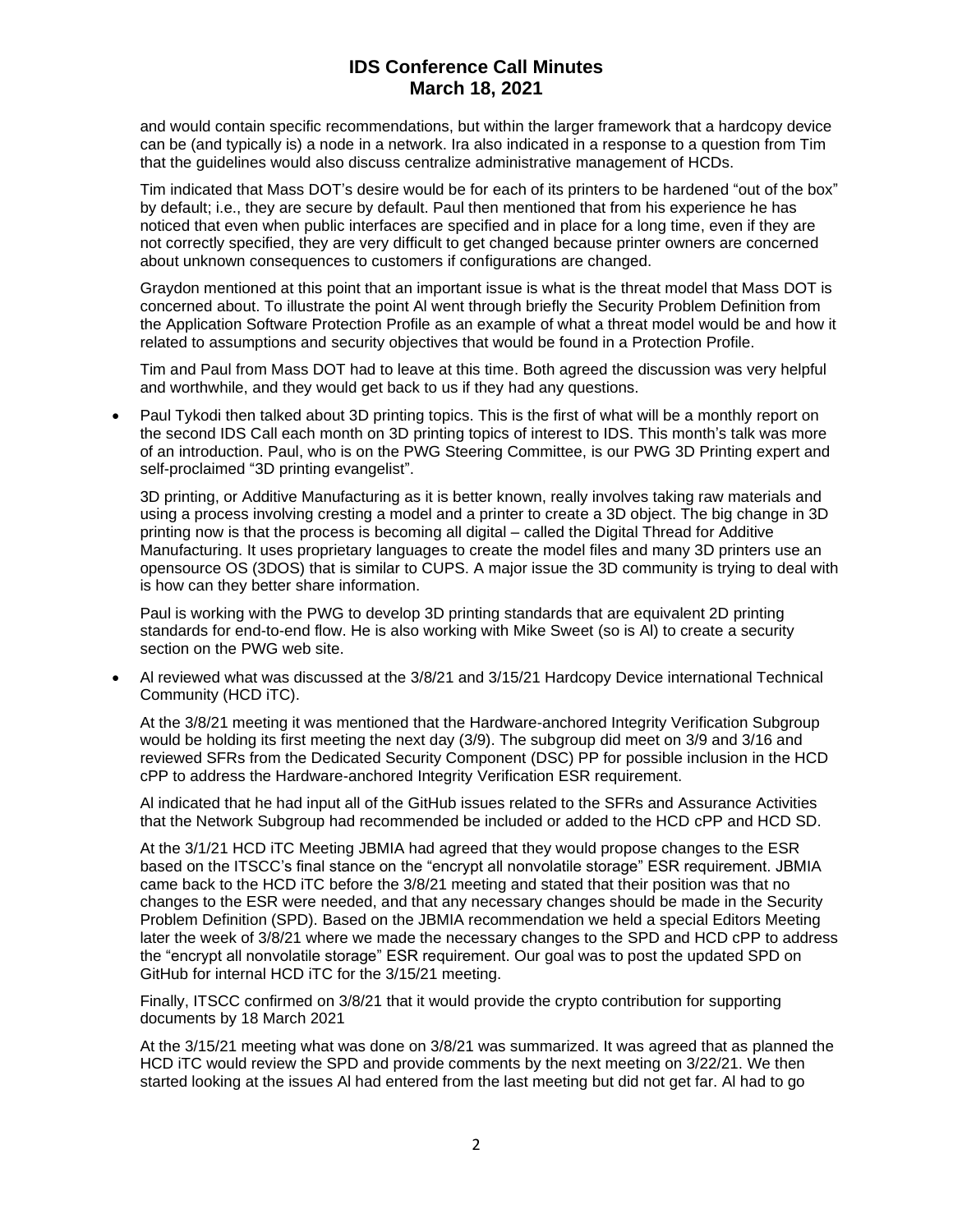and would contain specific recommendations, but within the larger framework that a hardcopy device can be (and typically is) a node in a network. Ira also indicated in a response to a question from Tim that the guidelines would also discuss centralize administrative management of HCDs.

Tim indicated that Mass DOT's desire would be for each of its printers to be hardened "out of the box" by default; i.e., they are secure by default. Paul then mentioned that from his experience he has noticed that even when public interfaces are specified and in place for a long time, even if they are not correctly specified, they are very difficult to get changed because printer owners are concerned about unknown consequences to customers if configurations are changed.

Graydon mentioned at this point that an important issue is what is the threat model that Mass DOT is concerned about. To illustrate the point Al went through briefly the Security Problem Definition from the Application Software Protection Profile as an example of what a threat model would be and how it related to assumptions and security objectives that would be found in a Protection Profile.

Tim and Paul from Mass DOT had to leave at this time. Both agreed the discussion was very helpful and worthwhile, and they would get back to us if they had any questions.

- Paul Tykodi then talked about 3D printing topics. This is the first of what will be a monthly report on the second IDS Call each month on 3D printing topics of interest to IDS. This month's talk was more of an introduction. Paul, who is on the PWG Steering Committee, is our PWG 3D Printing expert and self-proclaimed "3D printing evangelist".

  3D printing, or Additive Manufacturing as it is better known, really involves taking raw materials and using a process involving cresting a model and a printer to create a 3D object. The big change in 3D printing now is that the process is becoming all digital – called the Digital Thread for Additive Manufacturing. It uses proprietary languages to create the model files and many 3D printers use an opensource OS (3DOS) that is similar to CUPS. A major issue the 3D community is trying to deal with is how can they better share information.

  Paul is working with the PWG to develop 3D printing standards that are equivalent 2D printing standards for end-to-end flow. He is also working with Mike Sweet (so is Al) to create a security section on the PWG web site.

- Al reviewed what was discussed at the 3/8/21 and 3/15/21 Hardcopy Device international Technical Community (HCD iTC).

  At the 3/8/21 meeting it was mentioned that the Hardware-anchored Integrity Verification Subgroup would be holding its first meeting the next day (3/9). The subgroup did meet on 3/9 and 3/16 and reviewed SFRs from the Dedicated Security Component (DSC) PP for possible inclusion in the HCD cPP to address the Hardware-anchored Integrity Verification ESR requirement.

  Al indicated that he had input all of the GitHub issues related to the SFRs and Assurance Activities that the Network Subgroup had recommended be included or added to the HCD cPP and HCD SD.

  At the 3/1/21 HCD iTC Meeting JBMIA had agreed that they would propose changes to the ESR based on the ITSCC's final stance on the "encrypt all nonvolatile storage" ESR requirement. JBMIA came back to the HCD iTC before the 3/8/21 meeting and stated that their position was that no changes to the ESR were needed, and that any necessary changes should be made in the Security Problem Definition (SPD). Based on the JBMIA recommendation we held a special Editors Meeting later the week of 3/8/21 where we made the necessary changes to the SPD and HCD cPP to address the "encrypt all nonvolatile storage" ESR requirement. Our goal was to post the updated SPD on GitHub for internal HCD iTC for the 3/15/21 meeting.

  Finally, ITSCC confirmed on 3/8/21 that it would provide the crypto contribution for supporting documents by 18 March 2021

  At the 3/15/21 meeting what was done on 3/8/21 was summarized. It was agreed that as planned the HCD iTC would review the SPD and provide comments by the next meeting on 3/22/21. We then started looking at the issues Al had entered from the last meeting but did not get far. Al had to go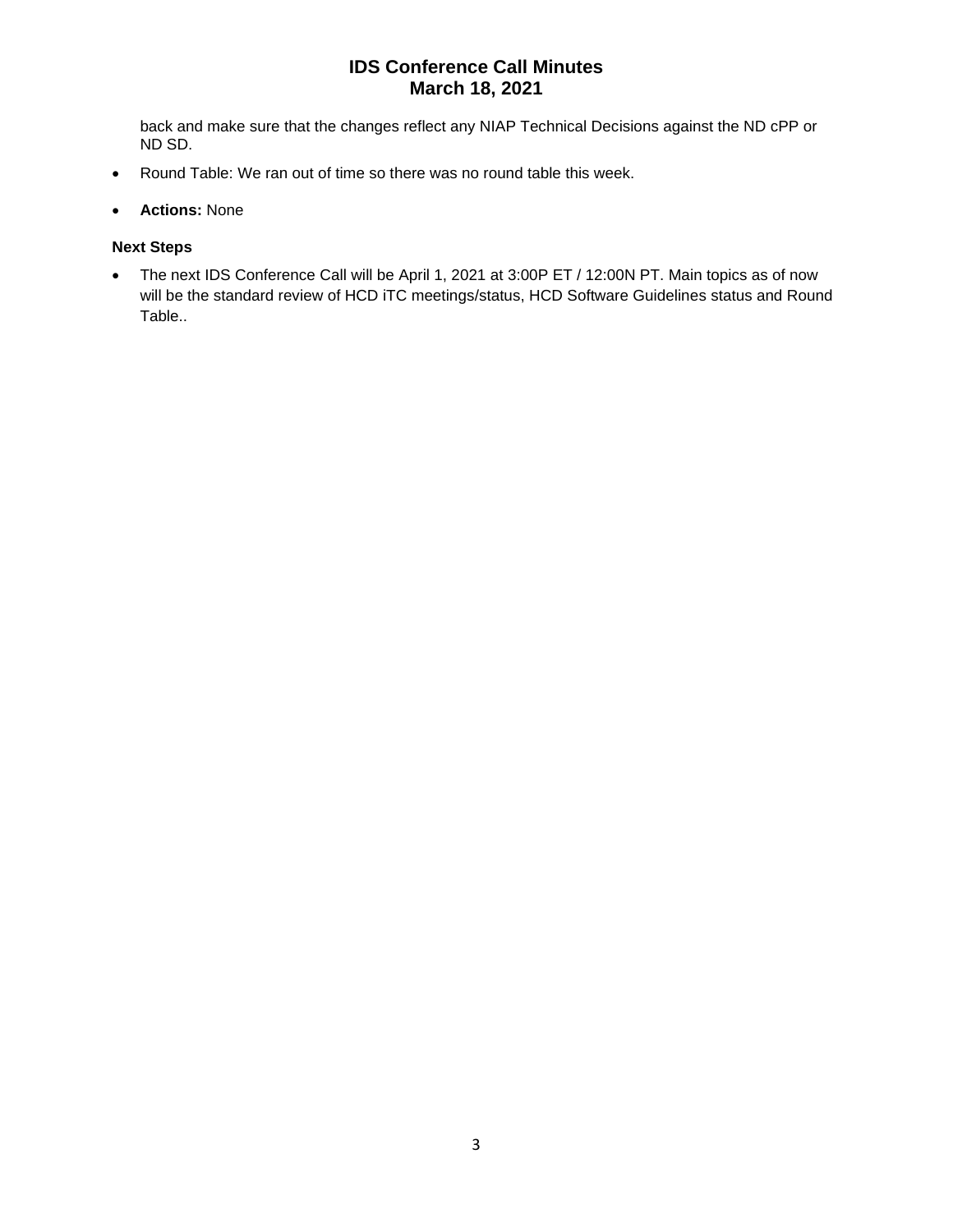back and make sure that the changes reflect any NIAP Technical Decisions against the ND cPP or ND SD.

- Round Table: We ran out of time so there was no round table this week.
- **Actions:** None

**Next Steps**

- The next IDS Conference Call will be April 1, 2021 at 3:00P ET / 12:00N PT. Main topics as of now will be the standard review of HCD iTC meetings/status, HCD Software Guidelines status and Round Table..